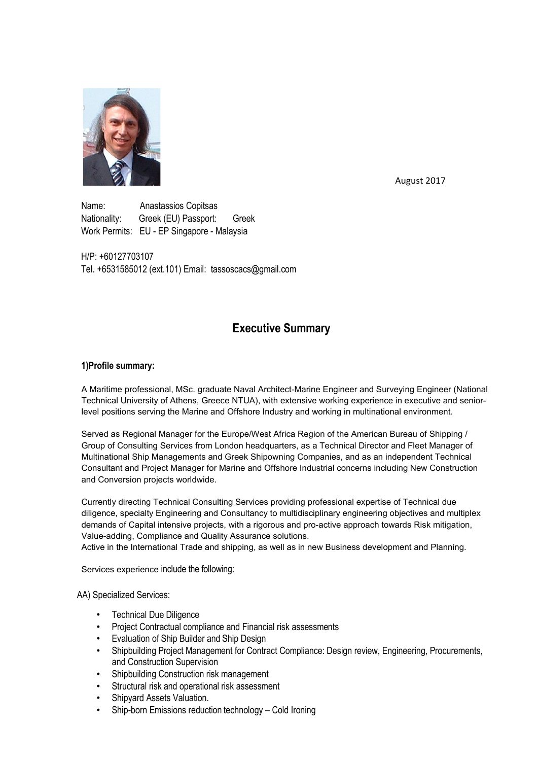August 2017

Name: Anastassios Copitsas
Nationality: Greek (EU) Passport: Greek
Work Permits: EU - EP Singapore - Malaysia

H/P: +60127703107
Tel. +6531585012 (ext.101) Email: tassoscacs@gmail.com

# Executive Summary

**1)Profile summary:**

A Maritime professional, MSc. graduate Naval Architect-Marine Engineer and Surveying Engineer (National Technical University of Athens, Greece NTUA), with extensive working experience in executive and senior-level positions serving the Marine and Offshore Industry and working in multinational environment.

Served as Regional Manager for the Europe/West Africa Region of the American Bureau of Shipping / Group of Consulting Services from London headquarters, as a Technical Director and Fleet Manager of Multinational Ship Managements and Greek Shipowning Companies, and as an independent Technical Consultant and Project Manager for Marine and Offshore Industrial concerns including New Construction and Conversion projects worldwide.

Currently directing Technical Consulting Services providing professional expertise of Technical due diligence, specialty Engineering and Consultancy to multidisciplinary engineering objectives and multiplex demands of Capital intensive projects, with a rigorous and pro-active approach towards Risk mitigation, Value-adding, Compliance and Quality Assurance solutions.
Active in the International Trade and shipping, as well as in new Business development and Planning.

Services experience include the following:

AA) Specialized Services:

- Technical Due Diligence
- Project Contractual compliance and Financial risk assessments
- Evaluation of Ship Builder and Ship Design
- Shipbuilding Project Management for Contract Compliance: Design review, Engineering, Procurements, and Construction Supervision
- Shipbuilding Construction risk management
- Structural risk and operational risk assessment
- Shipyard Assets Valuation.
- Ship-born Emissions reduction technology – Cold Ironing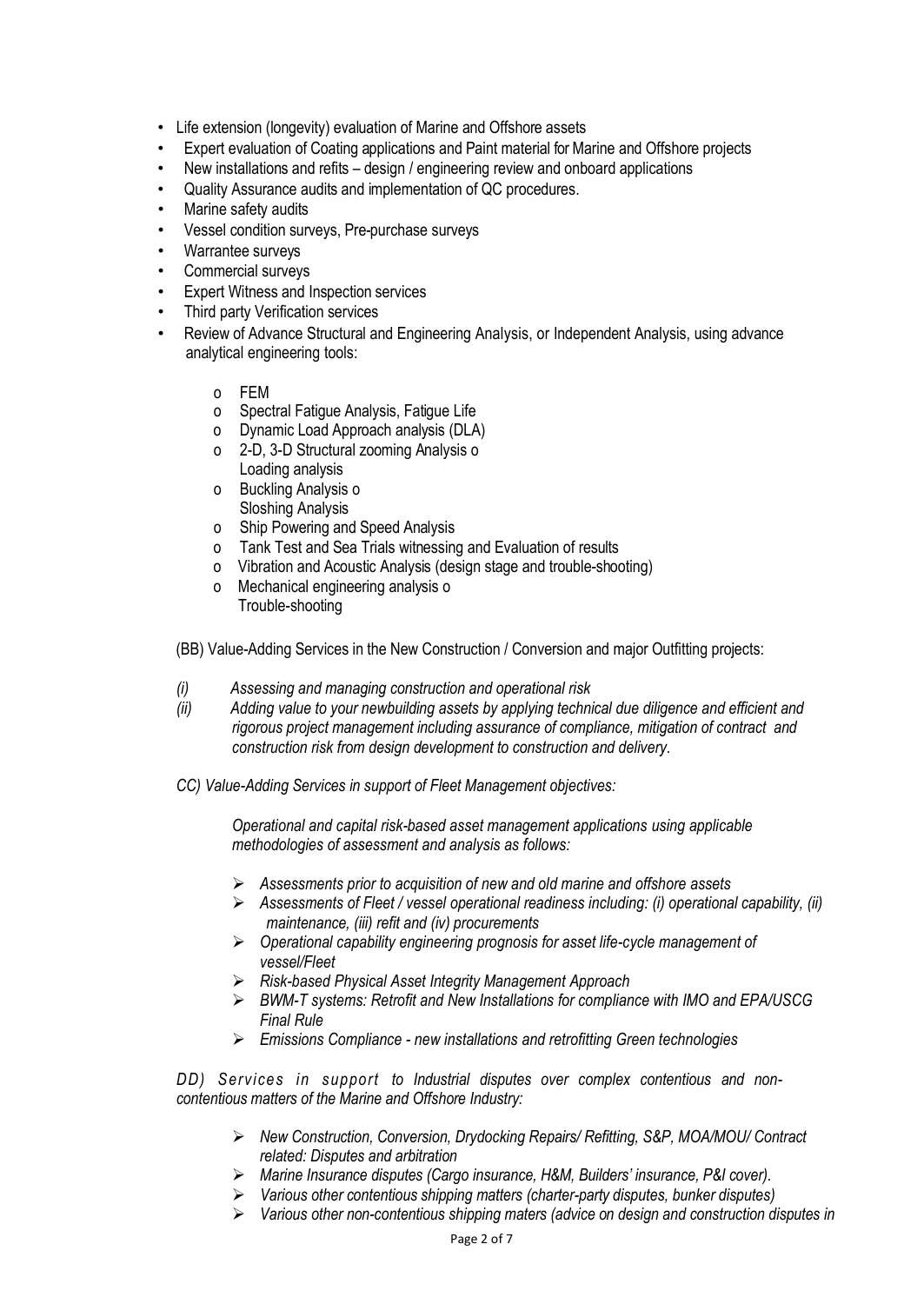- Life extension (longevity) evaluation of Marine and Offshore assets
- Expert evaluation of Coating applications and Paint material for Marine and Offshore projects
- New installations and refits – design / engineering review and onboard applications
- Quality Assurance audits and implementation of QC procedures.
- Marine safety audits
- Vessel condition surveys, Pre-purchase surveys
- Warrantee surveys
- Commercial surveys
- Expert Witness and Inspection services
- Third party Verification services
- Review of Advance Structural and Engineering Analysis, or Independent Analysis, using advance analytical engineering tools:
  - FEM
  - Spectral Fatigue Analysis, Fatigue Life
  - Dynamic Load Approach analysis (DLA)
  - 2-D, 3-D Structural zooming Analysis o Loading analysis
  - Buckling Analysis o Sloshing Analysis
  - Ship Powering and Speed Analysis
  - Tank Test and Sea Trials witnessing and Evaluation of results
  - Vibration and Acoustic Analysis (design stage and trouble-shooting)
  - Mechanical engineering analysis o Trouble-shooting

(BB) Value-Adding Services in the New Construction / Conversion and major Outfitting projects:

*(i) Assessing and managing construction and operational risk*

*(ii) Adding value to your newbuilding assets by applying technical due diligence and efficient and rigorous project management including assurance of compliance, mitigation of contract and construction risk from design development to construction and delivery.*

*CC) Value-Adding Services in support of Fleet Management objectives:*

*Operational and capital risk-based asset management applications using applicable methodologies of assessment and analysis as follows:*

- *Assessments prior to acquisition of new and old marine and offshore assets*
- *Assessments of Fleet / vessel operational readiness including: (i) operational capability, (ii) maintenance, (iii) refit and (iv) procurements*
- *Operational capability engineering prognosis for asset life-cycle management of vessel/Fleet*
- *Risk-based Physical Asset Integrity Management Approach*
- *BWM-T systems: Retrofit and New Installations for compliance with IMO and EPA/USCG Final Rule*
- *Emissions Compliance - new installations and retrofitting Green technologies*

*DD) Services in support to Industrial disputes over complex contentious and non-contentious matters of the Marine and Offshore Industry:*

- *New Construction, Conversion, Drydocking Repairs/ Refitting, S&P, MOA/MOU/ Contract related: Disputes and arbitration*
- *Marine Insurance disputes (Cargo insurance, H&M, Builders' insurance, P&I cover).*
- *Various other contentious shipping matters (charter-party disputes, bunker disputes)*
- *Various other non-contentious shipping maters (advice on design and construction disputes in*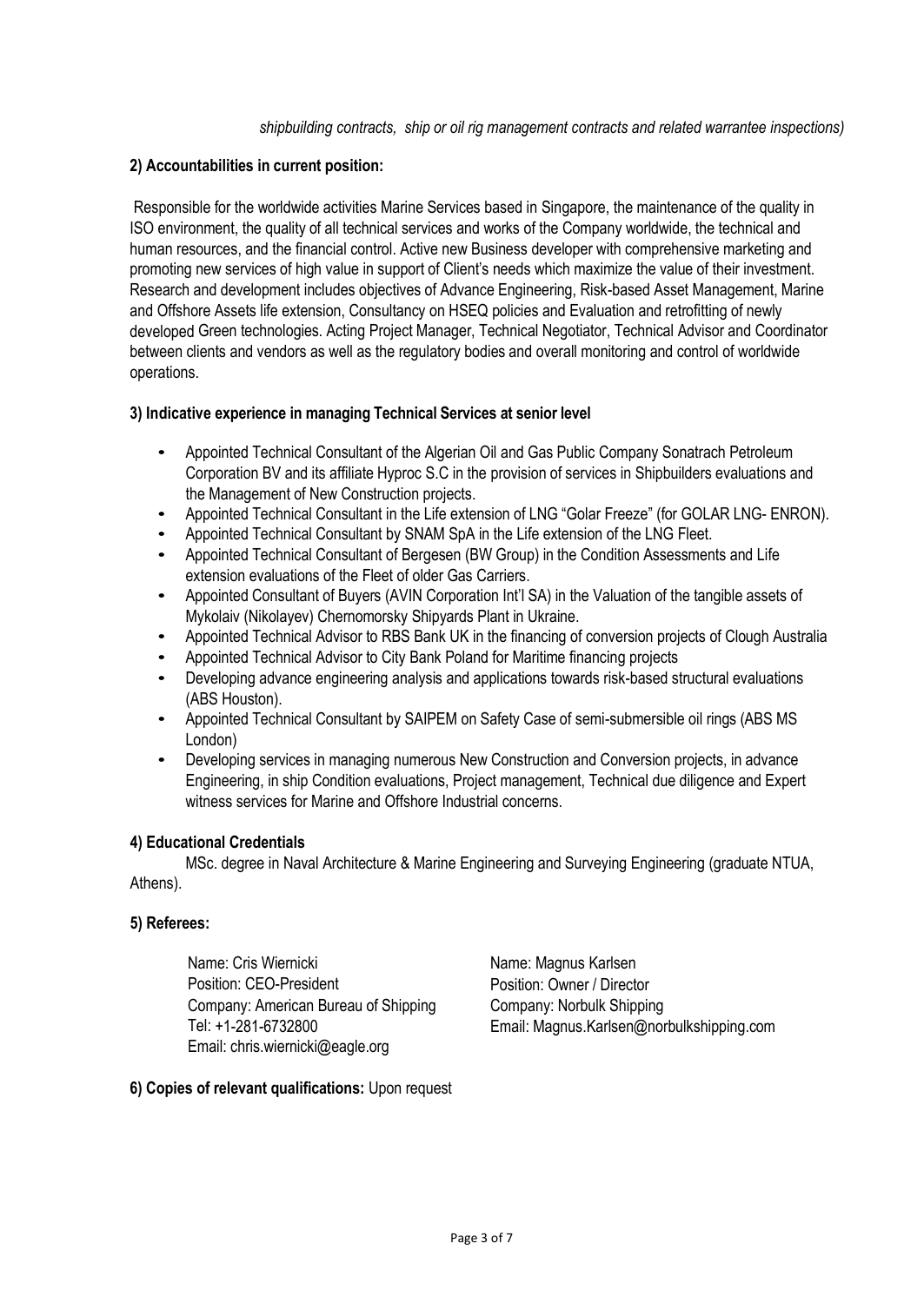*shipbuilding contracts, ship or oil rig management contracts and related warrantee inspections)*

**2) Accountabilities in current position:**

Responsible for the worldwide activities Marine Services based in Singapore, the maintenance of the quality in ISO environment, the quality of all technical services and works of the Company worldwide, the technical and human resources, and the financial control. Active new Business developer with comprehensive marketing and promoting new services of high value in support of Client's needs which maximize the value of their investment. Research and development includes objectives of Advance Engineering, Risk-based Asset Management, Marine and Offshore Assets life extension, Consultancy on HSEQ policies and Evaluation and retrofitting of newly developed Green technologies. Acting Project Manager, Technical Negotiator, Technical Advisor and Coordinator between clients and vendors as well as the regulatory bodies and overall monitoring and control of worldwide operations.

**3) Indicative experience in managing Technical Services at senior level**

- Appointed Technical Consultant of the Algerian Oil and Gas Public Company Sonatrach Petroleum Corporation BV and its affiliate Hyproc S.C in the provision of services in Shipbuilders evaluations and the Management of New Construction projects.
- Appointed Technical Consultant in the Life extension of LNG "Golar Freeze" (for GOLAR LNG- ENRON).
- Appointed Technical Consultant by SNAM SpA in the Life extension of the LNG Fleet.
- Appointed Technical Consultant of Bergesen (BW Group) in the Condition Assessments and Life extension evaluations of the Fleet of older Gas Carriers.
- Appointed Consultant of Buyers (AVIN Corporation Int'l SA) in the Valuation of the tangible assets of Mykolaiv (Nikolayev) Chernomorsky Shipyards Plant in Ukraine.
- Appointed Technical Advisor to RBS Bank UK in the financing of conversion projects of Clough Australia
- Appointed Technical Advisor to City Bank Poland for Maritime financing projects
- Developing advance engineering analysis and applications towards risk-based structural evaluations (ABS Houston).
- Appointed Technical Consultant by SAIPEM on Safety Case of semi-submersible oil rings (ABS MS London)
- Developing services in managing numerous New Construction and Conversion projects, in advance Engineering, in ship Condition evaluations, Project management, Technical due diligence and Expert witness services for Marine and Offshore Industrial concerns.

**4) Educational Credentials**

MSc. degree in Naval Architecture & Marine Engineering and Surveying Engineering (graduate NTUA, Athens).

**5) Referees:**

Name: Cris Wiernicki
Position: CEO-President
Company: American Bureau of Shipping
Tel: +1-281-6732800
Email: chris.wiernicki@eagle.org

Name: Magnus Karlsen
Position: Owner / Director
Company: Norbulk Shipping
Email: Magnus.Karlsen@norbulkshipping.com

**6) Copies of relevant qualifications:** Upon request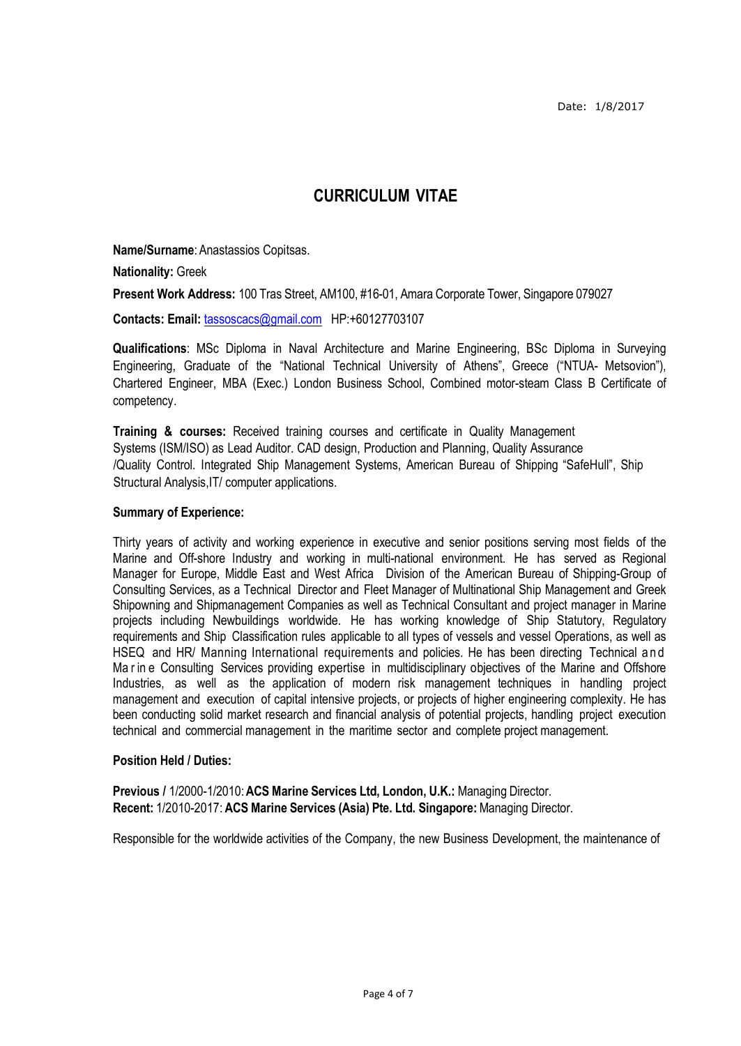Date: 1/8/2017

# CURRICULUM VITAE

**Name/Surname**: Anastassios Copitsas.

**Nationality:** Greek

**Present Work Address:** 100 Tras Street, AM100, #16-01, Amara Corporate Tower, Singapore 079027

**Contacts: Email:** tassoscacs@gmail.com HP:+60127703107

**Qualifications**: MSc Diploma in Naval Architecture and Marine Engineering, BSc Diploma in Surveying Engineering, Graduate of the "National Technical University of Athens", Greece ("NTUA- Metsovion"), Chartered Engineer, MBA (Exec.) London Business School, Combined motor-steam Class B Certificate of competency.

**Training & courses:** Received training courses and certificate in Quality Management Systems (ISM/ISO) as Lead Auditor. CAD design, Production and Planning, Quality Assurance /Quality Control. Integrated Ship Management Systems, American Bureau of Shipping "SafeHull", Ship Structural Analysis,IT/ computer applications.

**Summary of Experience:**

Thirty years of activity and working experience in executive and senior positions serving most fields of the Marine and Off-shore Industry and working in multi-national environment. He has served as Regional Manager for Europe, Middle East and West Africa Division of the American Bureau of Shipping-Group of Consulting Services, as a Technical Director and Fleet Manager of Multinational Ship Management and Greek Shipowning and Shipmanagement Companies as well as Technical Consultant and project manager in Marine projects including Newbuildings worldwide. He has working knowledge of Ship Statutory, Regulatory requirements and Ship Classification rules applicable to all types of vessels and vessel Operations, as well as HSEQ and HR/ Manning International requirements and policies. He has been directing Technical and Marine Consulting Services providing expertise in multidisciplinary objectives of the Marine and Offshore Industries, as well as the application of modern risk management techniques in handling project management and execution of capital intensive projects, or projects of higher engineering complexity. He has been conducting solid market research and financial analysis of potential projects, handling project execution technical and commercial management in the maritime sector and complete project management.

**Position Held / Duties:**

**Previous /** 1/2000-1/2010: **ACS Marine Services Ltd, London, U.K.:** Managing Director.
**Recent:** 1/2010-2017: **ACS Marine Services (Asia) Pte. Ltd. Singapore:** Managing Director.

Responsible for the worldwide activities of the Company, the new Business Development, the maintenance of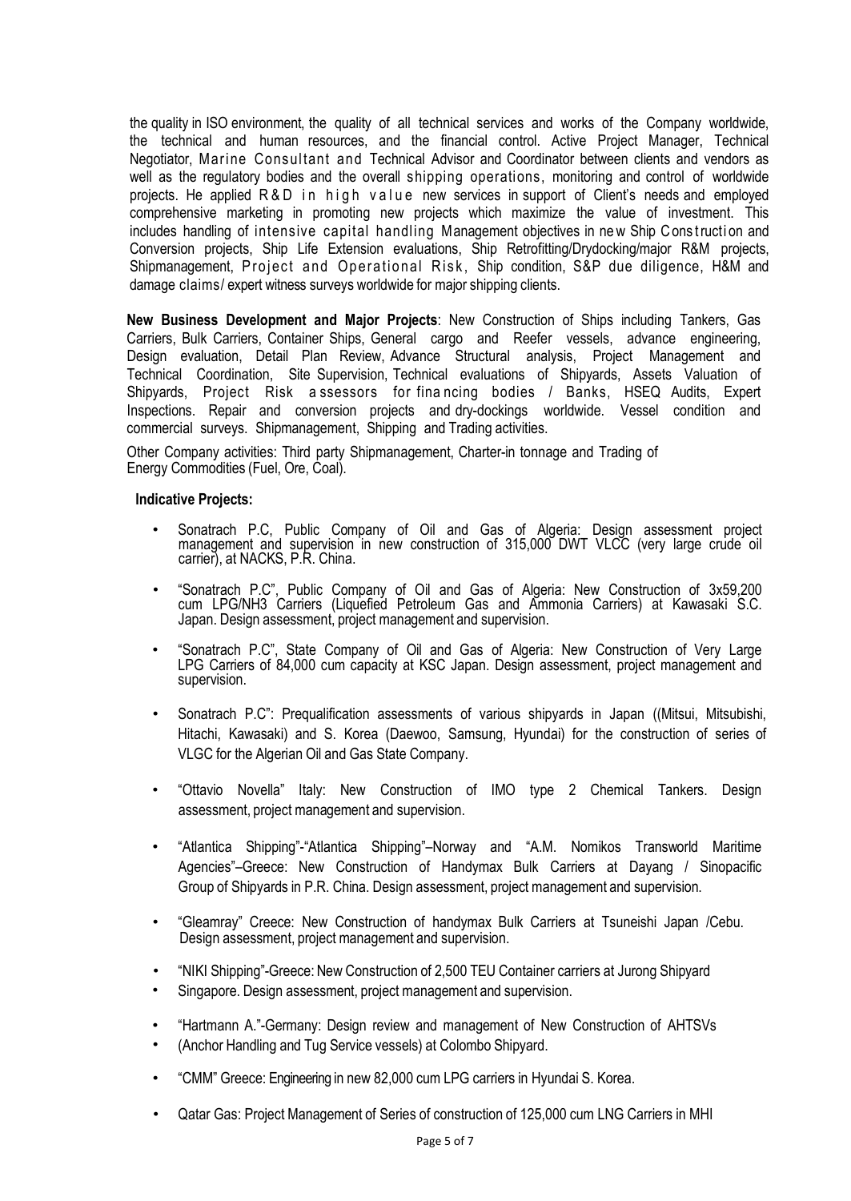the quality in ISO environment, the quality of all technical services and works of the Company worldwide, the technical and human resources, and the financial control. Active Project Manager, Technical Negotiator, Marine Consultant and Technical Advisor and Coordinator between clients and vendors as well as the regulatory bodies and the overall shipping operations, monitoring and control of worldwide projects. He applied R&D in high value new services in support of Client's needs and employed comprehensive marketing in promoting new projects which maximize the value of investment. This includes handling of intensive capital handling Management objectives in new Ship Construction and Conversion projects, Ship Life Extension evaluations, Ship Retrofitting/Drydocking/major R&M projects, Shipmanagement, Project and Operational Risk, Ship condition, S&P due diligence, H&M and damage claims/ expert witness surveys worldwide for major shipping clients.

**New Business Development and Major Projects**: New Construction of Ships including Tankers, Gas Carriers, Bulk Carriers, Container Ships, General cargo and Reefer vessels, advance engineering, Design evaluation, Detail Plan Review, Advance Structural analysis, Project Management and Technical Coordination, Site Supervision, Technical evaluations of Shipyards, Assets Valuation of Shipyards, Project Risk assessors for financing bodies / Banks, HSEQ Audits, Expert Inspections. Repair and conversion projects and dry-dockings worldwide. Vessel condition and commercial surveys. Shipmanagement, Shipping and Trading activities.

Other Company activities: Third party Shipmanagement, Charter-in tonnage and Trading of Energy Commodities (Fuel, Ore, Coal).

**Indicative Projects:**

- Sonatrach P.C, Public Company of Oil and Gas of Algeria: Design assessment project management and supervision in new construction of 315,000 DWT VLCC (very large crude oil carrier), at NACKS, P.R. China.
- "Sonatrach P.C", Public Company of Oil and Gas of Algeria: New Construction of 3x59,200 cum LPG/NH3 Carriers (Liquefied Petroleum Gas and Ammonia Carriers) at Kawasaki S.C. Japan. Design assessment, project management and supervision.
- "Sonatrach P.C", State Company of Oil and Gas of Algeria: New Construction of Very Large LPG Carriers of 84,000 cum capacity at KSC Japan. Design assessment, project management and supervision.
- Sonatrach P.C": Prequalification assessments of various shipyards in Japan ((Mitsui, Mitsubishi, Hitachi, Kawasaki) and S. Korea (Daewoo, Samsung, Hyundai) for the construction of series of VLGC for the Algerian Oil and Gas State Company.
- "Ottavio Novella" Italy: New Construction of IMO type 2 Chemical Tankers. Design assessment, project management and supervision.
- "Atlantica Shipping"-"Atlantica Shipping"–Norway and "A.M. Nomikos Transworld Maritime Agencies"–Greece: New Construction of Handymax Bulk Carriers at Dayang / Sinopacific Group of Shipyards in P.R. China. Design assessment, project management and supervision.
- "Gleamray" Creece: New Construction of handymax Bulk Carriers at Tsuneishi Japan /Cebu. Design assessment, project management and supervision.
- "NIKI Shipping"-Greece: New Construction of 2,500 TEU Container carriers at Jurong Shipyard
- Singapore. Design assessment, project management and supervision.
- "Hartmann A."-Germany: Design review and management of New Construction of AHTSVs
- (Anchor Handling and Tug Service vessels) at Colombo Shipyard.
- "CMM" Greece: Engineering in new 82,000 cum LPG carriers in Hyundai S. Korea.
- Qatar Gas: Project Management of Series of construction of 125,000 cum LNG Carriers in MHI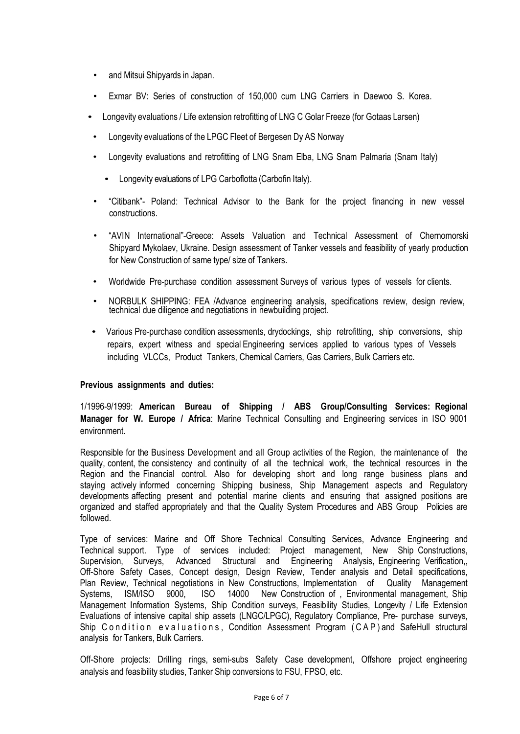- and Mitsui Shipyards in Japan.
- Exmar BV: Series of construction of 150,000 cum LNG Carriers in Daewoo S. Korea.
- Longevity evaluations / Life extension retrofitting of LNG C Golar Freeze (for Gotaas Larsen)
- Longevity evaluations of the LPGC Fleet of Bergesen Dy AS Norway
- Longevity evaluations and retrofitting of LNG Snam Elba, LNG Snam Palmaria (Snam Italy)
  - Longevity evaluations of LPG Carboflotta (Carbofin Italy).
- "Citibank"- Poland: Technical Advisor to the Bank for the project financing in new vessel constructions.
- "AVIN International"-Greece: Assets Valuation and Technical Assessment of Chernomorski Shipyard Mykolaev, Ukraine. Design assessment of Tanker vessels and feasibility of yearly production for New Construction of same type/ size of Tankers.
- Worldwide Pre-purchase condition assessment Surveys of various types of vessels for clients.
- NORBULK SHIPPING: FEA /Advance engineering analysis, specifications review, design review, technical due diligence and negotiations in newbuilding project.
- Various Pre-purchase condition assessments, drydockings, ship retrofitting, ship conversions, ship repairs, expert witness and special Engineering services applied to various types of Vessels including VLCCs, Product Tankers, Chemical Carriers, Gas Carriers, Bulk Carriers etc.

**Previous assignments and duties:**

1/1996-9/1999: **American Bureau of Shipping / ABS Group/Consulting Services: Regional Manager for W. Europe / Africa**: Marine Technical Consulting and Engineering services in ISO 9001 environment.

Responsible for the Business Development and all Group activities of the Region, the maintenance of the quality, content, the consistency and continuity of all the technical work, the technical resources in the Region and the Financial control. Also for developing short and long range business plans and staying actively informed concerning Shipping business, Ship Management aspects and Regulatory developments affecting present and potential marine clients and ensuring that assigned positions are organized and staffed appropriately and that the Quality System Procedures and ABS Group Policies are followed.

Type of services: Marine and Off Shore Technical Consulting Services, Advance Engineering and Technical support. Type of services included: Project management, New Ship Constructions, Supervision, Surveys, Advanced Structural and Engineering Analysis, Engineering Verification,, Off-Shore Safety Cases, Concept design, Design Review, Tender analysis and Detail specifications, Plan Review, Technical negotiations in New Constructions, Implementation of Quality Management Systems, ISM/ISO 9000, ISO 14000 New Construction of , Environmental management, Ship Management Information Systems, Ship Condition surveys, Feasibility Studies, Longevity / Life Extension Evaluations of intensive capital ship assets (LNGC/LPGC), Regulatory Compliance, Pre- purchase surveys, Ship Condition evaluations, Condition Assessment Program (CAP) and SafeHull structural analysis for Tankers, Bulk Carriers.

Off-Shore projects: Drilling rings, semi-subs Safety Case development, Offshore project engineering analysis and feasibility studies, Tanker Ship conversions to FSU, FPSO, etc.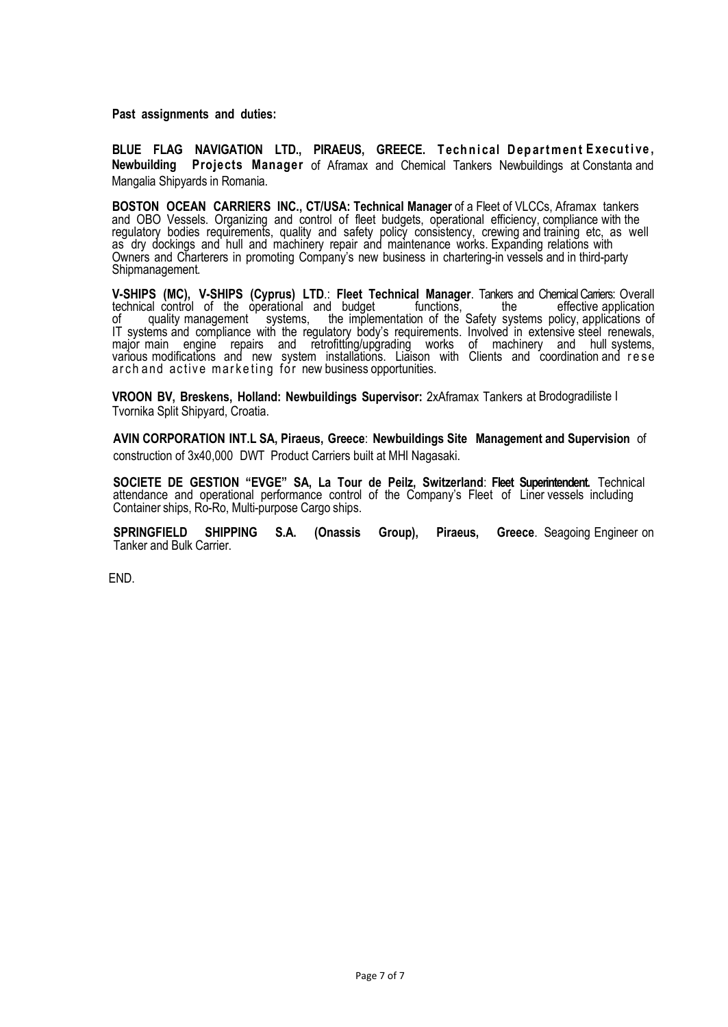**Past assignments and duties:**

**BLUE FLAG NAVIGATION LTD., PIRAEUS, GREECE. Technical Department Executive, Newbuilding Projects Manager** of Aframax and Chemical Tankers Newbuildings at Constanta and Mangalia Shipyards in Romania.

**BOSTON OCEAN CARRIERS INC., CT/USA: Technical Manager** of a Fleet of VLCCs, Aframax tankers and OBO Vessels. Organizing and control of fleet budgets, operational efficiency, compliance with the regulatory bodies requirements, quality and safety policy consistency, crewing and training etc, as well as dry dockings and hull and machinery repair and maintenance works. Expanding relations with Owners and Charterers in promoting Company's new business in chartering-in vessels and in third-party Shipmanagement.

**V-SHIPS (MC), V-SHIPS (Cyprus) LTD**.: **Fleet Technical Manager**. Tankers and Chemical Carriers: Overall technical control of the operational and budget functions, the effective application of quality management systems, the implementation of the Safety systems policy, applications of IT systems and compliance with the regulatory body's requirements. Involved in extensive steel renewals, major main engine repairs and retrofitting/upgrading works of machinery and hull systems, various modifications and new system installations. Liaison with Clients and coordination and research and active marketing for new business opportunities.

**VROON BV, Breskens, Holland: Newbuildings Supervisor:** 2xAframax Tankers at Brodogradiliste I Tvornika Split Shipyard, Croatia.

**AVIN CORPORATION INT.L SA, Piraeus, Greece**: **Newbuildings Site Management and Supervision** of construction of 3x40,000 DWT Product Carriers built at MHI Nagasaki.

**SOCIETE DE GESTION "EVGE" SA, La Tour de Peilz, Switzerland**: **Fleet Superintendent.** Technical attendance and operational performance control of the Company's Fleet of Liner vessels including Container ships, Ro-Ro, Multi-purpose Cargo ships.

**SPRINGFIELD SHIPPING S.A. (Onassis Group), Piraeus, Greece**. Seagoing Engineer on Tanker and Bulk Carrier.

END.